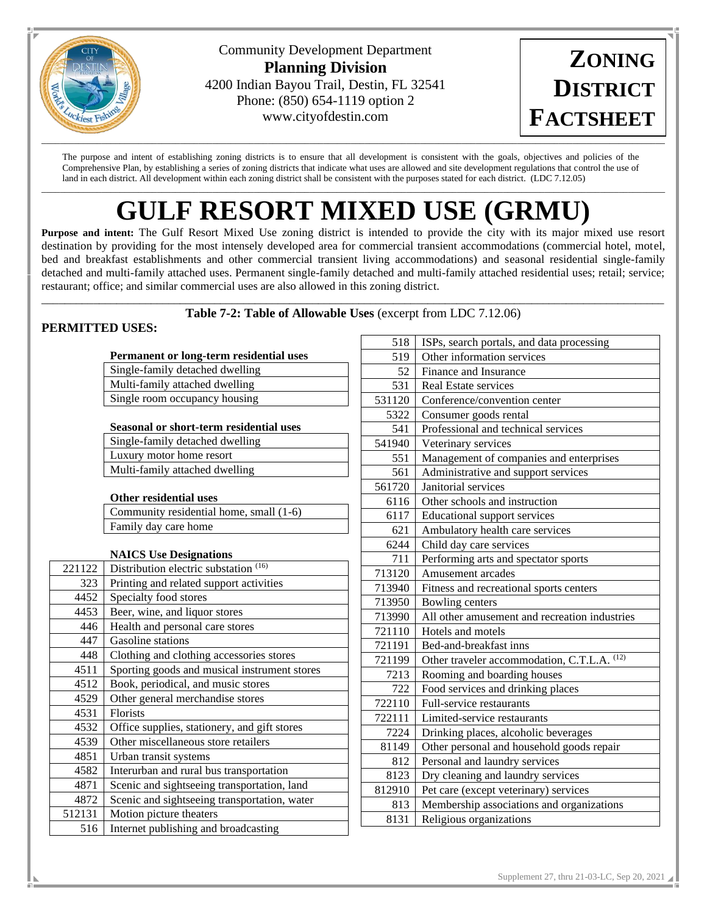Community Development Department
**Planning Division**
4200 Indian Bayou Trail, Destin, FL 32541
Phone: (850) 654-1119 option 2
www.cityofdestin.com

**ZONING DISTRICT FACTSHEET**

The purpose and intent of establishing zoning districts is to ensure that all development is consistent with the goals, objectives and policies of the Comprehensive Plan, by establishing a series of zoning districts that indicate what uses are allowed and site development regulations that control the use of land in each district. All development within each zoning district shall be consistent with the purposes stated for each district. (LDC 7.12.05)

# GULF RESORT MIXED USE (GRMU)

**Purpose and intent:** The Gulf Resort Mixed Use zoning district is intended to provide the city with its major mixed use resort destination by providing for the most intensely developed area for commercial transient accommodations (commercial hotel, motel, bed and breakfast establishments and other commercial transient living accommodations) and seasonal residential single-family detached and multi-family attached uses. Permanent single-family detached and multi-family attached residential uses; retail; service; restaurant; office; and similar commercial uses are also allowed in this zoning district.

**Table 7-2: Table of Allowable Uses** (excerpt from LDC 7.12.06)

## PERMITTED USES:

**Permanent or long-term residential uses**

| Use |
|---|
| Single-family detached dwelling |
| Multi-family attached dwelling |
| Single room occupancy housing |

**Seasonal or short-term residential uses**

| Use |
|---|
| Single-family detached dwelling |
| Luxury motor home resort |
| Multi-family attached dwelling |

**Other residential uses**

| Use |
|---|
| Community residential home, small (1-6) |
| Family day care home |

**NAICS Use Designations**

| NAICS | Use |
|---|---|
| 221122 | Distribution electric substation [16] |
| 323 | Printing and related support activities |
| 4452 | Specialty food stores |
| 4453 | Beer, wine, and liquor stores |
| 446 | Health and personal care stores |
| 447 | Gasoline stations |
| 448 | Clothing and clothing accessories stores |
| 4511 | Sporting goods and musical instrument stores |
| 4512 | Book, periodical, and music stores |
| 4529 | Other general merchandise stores |
| 4531 | Florists |
| 4532 | Office supplies, stationery, and gift stores |
| 4539 | Other miscellaneous store retailers |
| 4851 | Urban transit systems |
| 4582 | Interurban and rural bus transportation |
| 4871 | Scenic and sightseeing transportation, land |
| 4872 | Scenic and sightseeing transportation, water |
| 512131 | Motion picture theaters |
| 516 | Internet publishing and broadcasting |
| 518 | ISPs, search portals, and data processing |
| 519 | Other information services |
| 52 | Finance and Insurance |
| 531 | Real Estate services |
| 531120 | Conference/convention center |
| 5322 | Consumer goods rental |
| 541 | Professional and technical services |
| 541940 | Veterinary services |
| 551 | Management of companies and enterprises |
| 561 | Administrative and support services |
| 561720 | Janitorial services |
| 6116 | Other schools and instruction |
| 6117 | Educational support services |
| 621 | Ambulatory health care services |
| 6244 | Child day care services |
| 711 | Performing arts and spectator sports |
| 713120 | Amusement arcades |
| 713940 | Fitness and recreational sports centers |
| 713950 | Bowling centers |
| 713990 | All other amusement and recreation industries |
| 721110 | Hotels and motels |
| 721191 | Bed-and-breakfast inns |
| 721199 | Other traveler accommodation, C.T.L.A. [12] |
| 7213 | Rooming and boarding houses |
| 722 | Food services and drinking places |
| 722110 | Full-service restaurants |
| 722111 | Limited-service restaurants |
| 7224 | Drinking places, alcoholic beverages |
| 81149 | Other personal and household goods repair |
| 812 | Personal and laundry services |
| 8123 | Dry cleaning and laundry services |
| 812910 | Pet care (except veterinary) services |
| 813 | Membership associations and organizations |
| 8131 | Religious organizations |

Supplement 27, thru 21-03-LC, Sep 20, 2021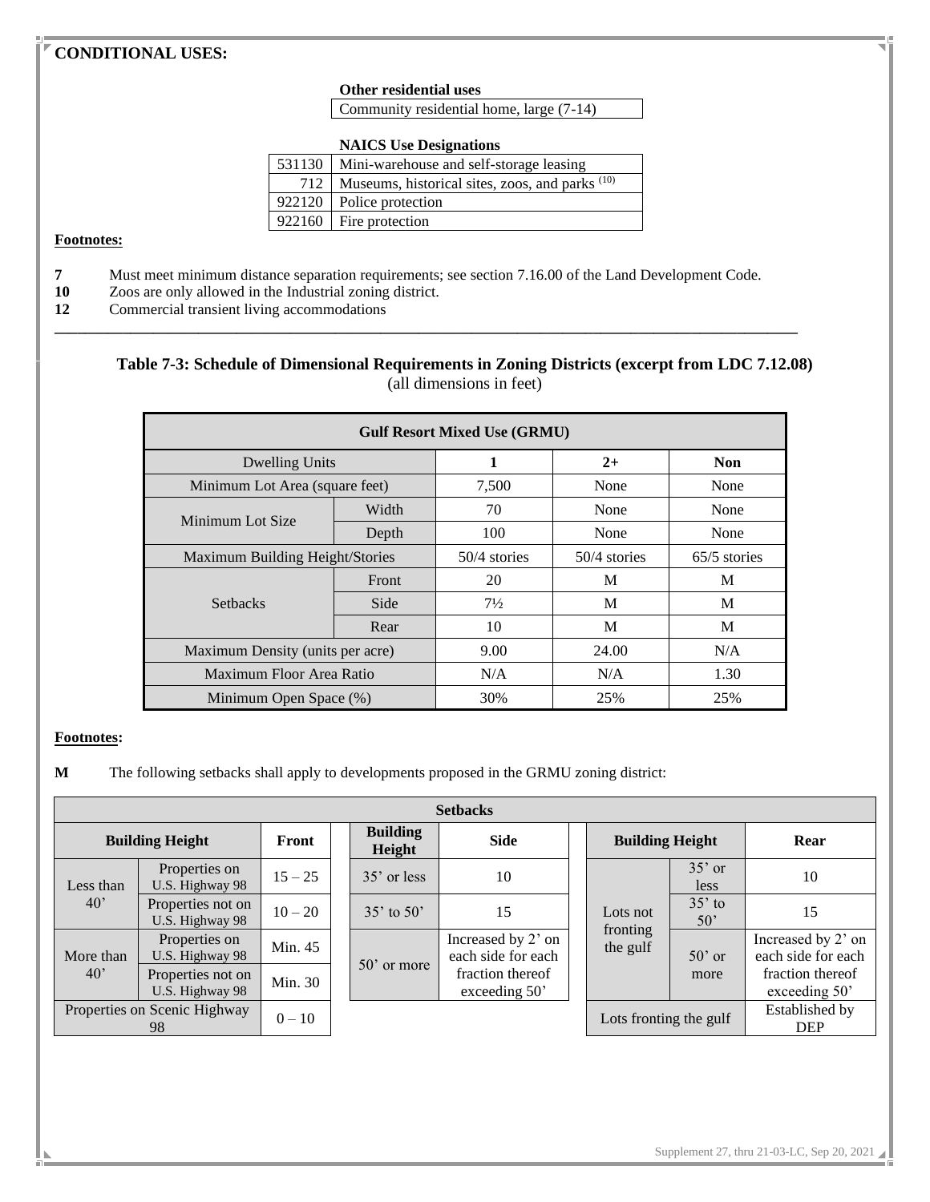**CONDITIONAL USES:**

**Other residential uses**

| |
|---|
| Community residential home, large (7-14) |

**NAICS Use Designations**

| | |
|---|---|
| 531130 | Mini-warehouse and self-storage leasing |
| 712 | Museums, historical sites, zoos, and parks (10) |
| 922120 | Police protection |
| 922160 | Fire protection |

**Footnotes:**

**7** Must meet minimum distance separation requirements; see section 7.16.00 of the Land Development Code.
**10** Zoos are only allowed in the Industrial zoning district.
**12** Commercial transient living accommodations

---

### Table 7-3: Schedule of Dimensional Requirements in Zoning Districts (excerpt from LDC 7.12.08)

(all dimensions in feet)

| Gulf Resort Mixed Use (GRMU) | | | | |
|---|---|---|---|---|
| Dwelling Units | | **1** | **2+** | **Non** |
| Minimum Lot Area (square feet) | | 7,500 | None | None |
| Minimum Lot Size | Width | 70 | None | None |
| | Depth | 100 | None | None |
| Maximum Building Height/Stories | | 50/4 stories | 50/4 stories | 65/5 stories |
| Setbacks | Front | 20 | M | M |
| | Side | 7½ | M | M |
| | Rear | 10 | M | M |
| Maximum Density (units per acre) | | 9.00 | 24.00 | N/A |
| Maximum Floor Area Ratio | | N/A | N/A | 1.30 |
| Minimum Open Space (%) | | 30% | 25% | 25% |

**Footnotes:**

**M** The following setbacks shall apply to developments proposed in the GRMU zoning district:

**Setbacks**

| Building Height | | Front |
|---|---|---|
| Less than 40' | Properties on U.S. Highway 98 | 15 – 25 |
| | Properties not on U.S. Highway 98 | 10 – 20 |
| More than 40' | Properties on U.S. Highway 98 | Min. 45 |
| | Properties not on U.S. Highway 98 | Min. 30 |
| Properties on Scenic Highway 98 | | 0 – 10 |

| Building Height | Side |
|---|---|
| 35' or less | 10 |
| 35' to 50' | 15 |
| 50' or more | Increased by 2' on each side for each fraction thereof exceeding 50' |

| Building Height | | Rear |
|---|---|---|
| Lots not fronting the gulf | 35' or less | 10 |
| | 35' to 50' | 15 |
| | 50' or more | Increased by 2' on each side for each fraction thereof exceeding 50' |
| Lots fronting the gulf | | Established by DEP |